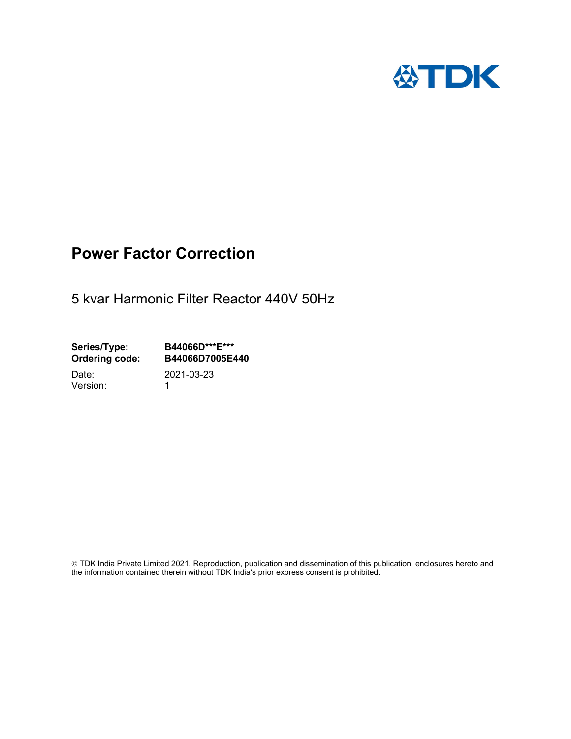TDK

# Power Factor Correction

5 kvar Harmonic Filter Reactor 440V 50Hz

**Series/Type:** **B44066D\*\*\*E\*\*\***
**Ordering code:** **B44066D7005E440**

Date: 2021-03-23
Version: 1

© TDK India Private Limited 2021. Reproduction, publication and dissemination of this publication, enclosures hereto and the information contained therein without TDK India's prior express consent is prohibited.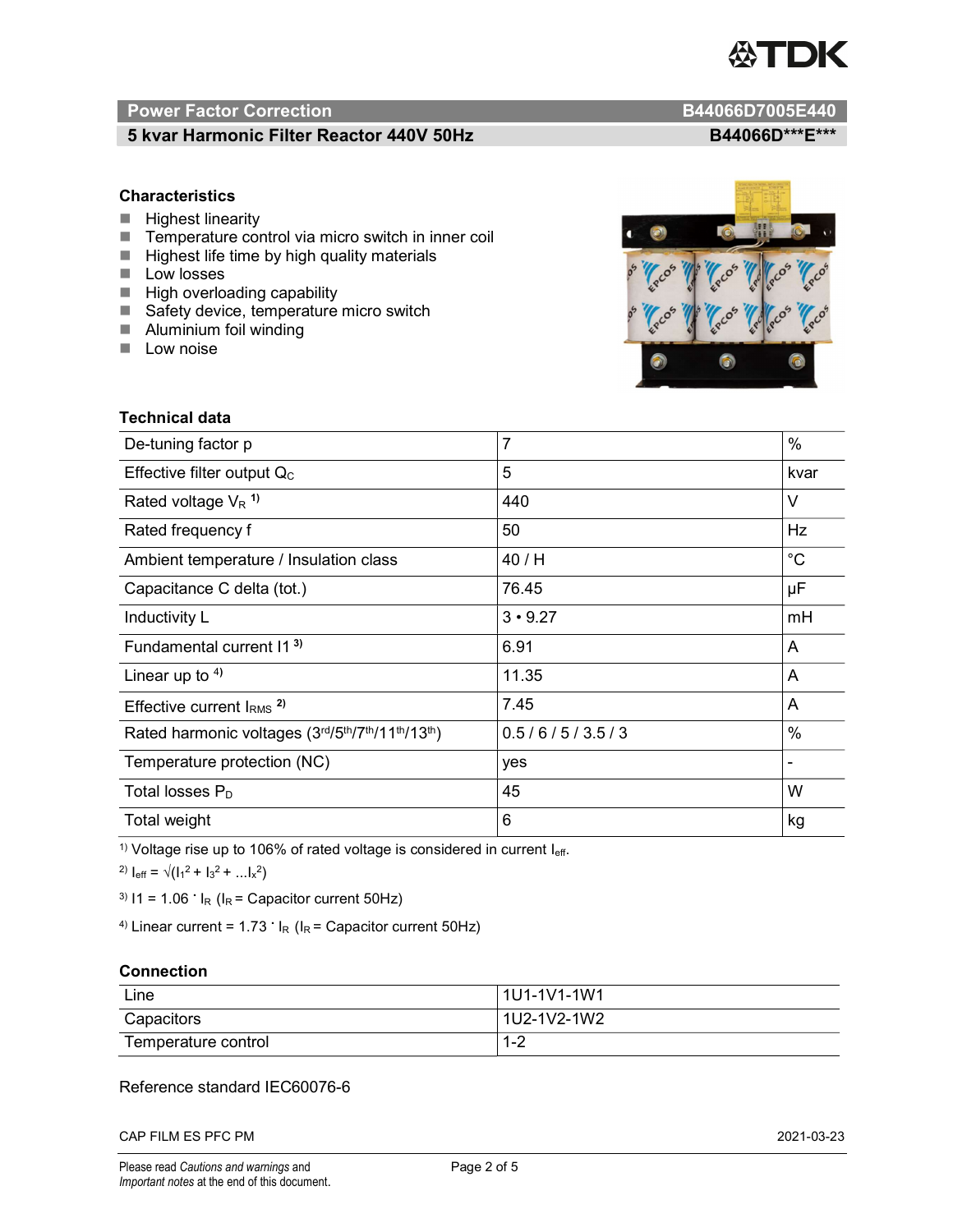## Power Factor Correction — B44066D7005E440

### 5 kvar Harmonic Filter Reactor 440V 50Hz — B44066D\*\*\*E\*\*\*

### Characteristics

- Highest linearity
- Temperature control via micro switch in inner coil
- Highest life time by high quality materials
- Low losses
- High overloading capability
- Safety device, temperature micro switch
- Aluminium foil winding
- Low noise

### Technical data

| | | |
|---|---|---|
| De-tuning factor p | 7 | % |
| Effective filter output $Q_C$ | 5 | kvar |
| Rated voltage $V_R$ [1] | 440 | V |
| Rated frequency f | 50 | Hz |
| Ambient temperature / Insulation class | 40 / H | °C |
| Capacitance C delta (tot.) | 76.45 | µF |
| Inductivity L | 3 • 9.27 | mH |
| Fundamental current I1 [3] | 6.91 | A |
| Linear up to [4] | 11.35 | A |
| Effective current $I_{RMS}$ [2] | 7.45 | A |
| Rated harmonic voltages (3rd/5th/7th/11th/13th) | 0.5 / 6 / 5 / 3.5 / 3 | % |
| Temperature protection (NC) | yes | - |
| Total losses $P_D$ | 45 | W |
| Total weight | 6 | kg |

[1] Voltage rise up to 106% of rated voltage is considered in current $I_{eff}$.

[2] $I_{eff} = \sqrt{(I_1^2 + I_3^2 + \ldots I_x^2)}$

[3] $I1 = 1.06 \cdot I_R$ ($I_R$ = Capacitor current 50Hz)

[4] Linear current = $1.73 \cdot I_R$ ($I_R$ = Capacitor current 50Hz)

### Connection

| | |
|---|---|
| Line | 1U1-1V1-1W1 |
| Capacitors | 1U2-1V2-1W2 |
| Temperature control | 1-2 |

Reference standard IEC60076-6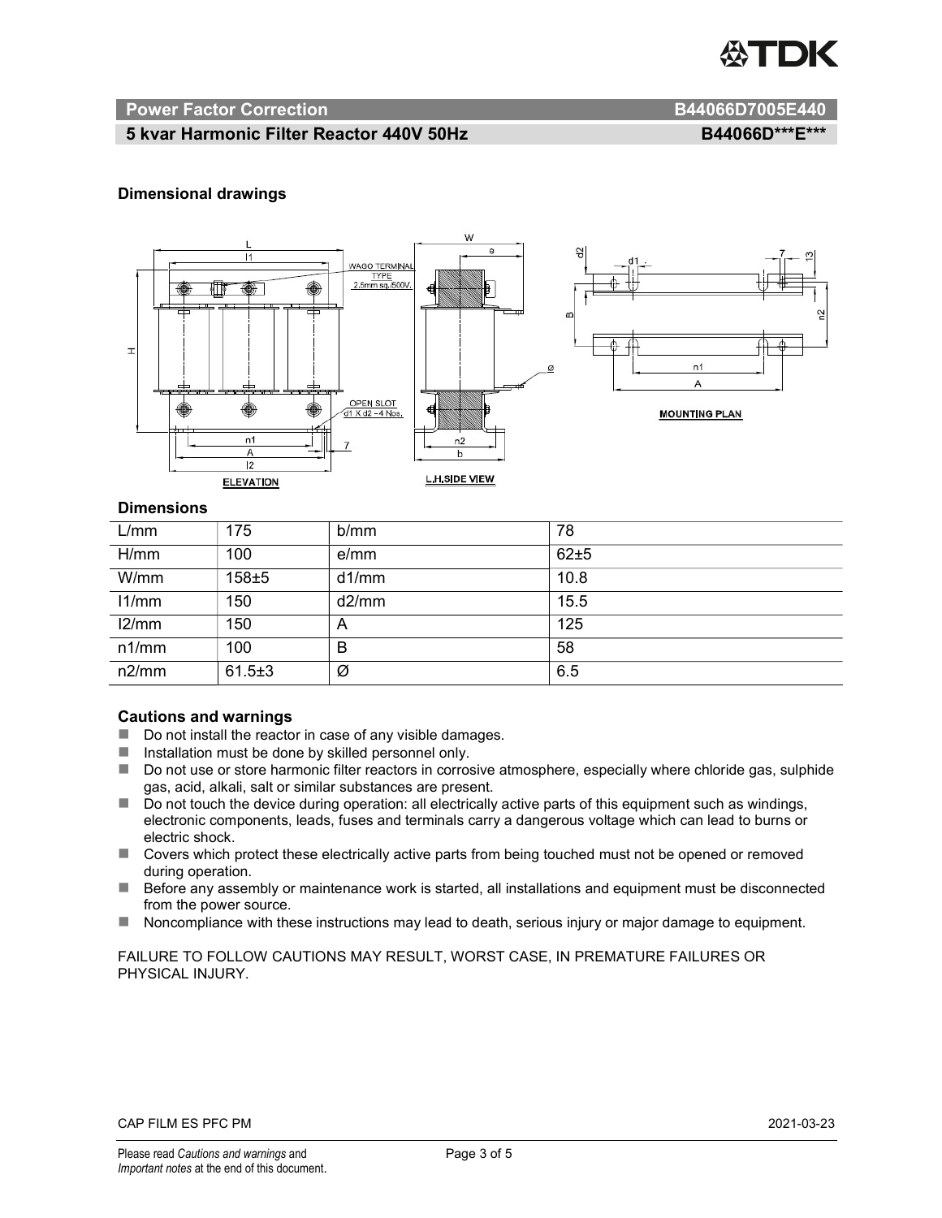## Power Factor Correction B44066D7005E440

### 5 kvar Harmonic Filter Reactor 440V 50Hz B44066D\*\*\*E\*\*\*

### Dimensional drawings

### Dimensions

| L/mm | 175 | b/mm | 78 |
|---|---|---|---|
| H/mm | 100 | e/mm | 62±5 |
| W/mm | 158±5 | d1/mm | 10.8 |
| l1/mm | 150 | d2/mm | 15.5 |
| l2/mm | 150 | A | 125 |
| n1/mm | 100 | B | 58 |
| n2/mm | 61.5±3 | Ø | 6.5 |

### Cautions and warnings

- Do not install the reactor in case of any visible damages.
- Installation must be done by skilled personnel only.
- Do not use or store harmonic filter reactors in corrosive atmosphere, especially where chloride gas, sulphide gas, acid, alkali, salt or similar substances are present.
- Do not touch the device during operation: all electrically active parts of this equipment such as windings, electronic components, leads, fuses and terminals carry a dangerous voltage which can lead to burns or electric shock.
- Covers which protect these electrically active parts from being touched must not be opened or removed during operation.
- Before any assembly or maintenance work is started, all installations and equipment must be disconnected from the power source.
- Noncompliance with these instructions may lead to death, serious injury or major damage to equipment.

FAILURE TO FOLLOW CAUTIONS MAY RESULT, WORST CASE, IN PREMATURE FAILURES OR PHYSICAL INJURY.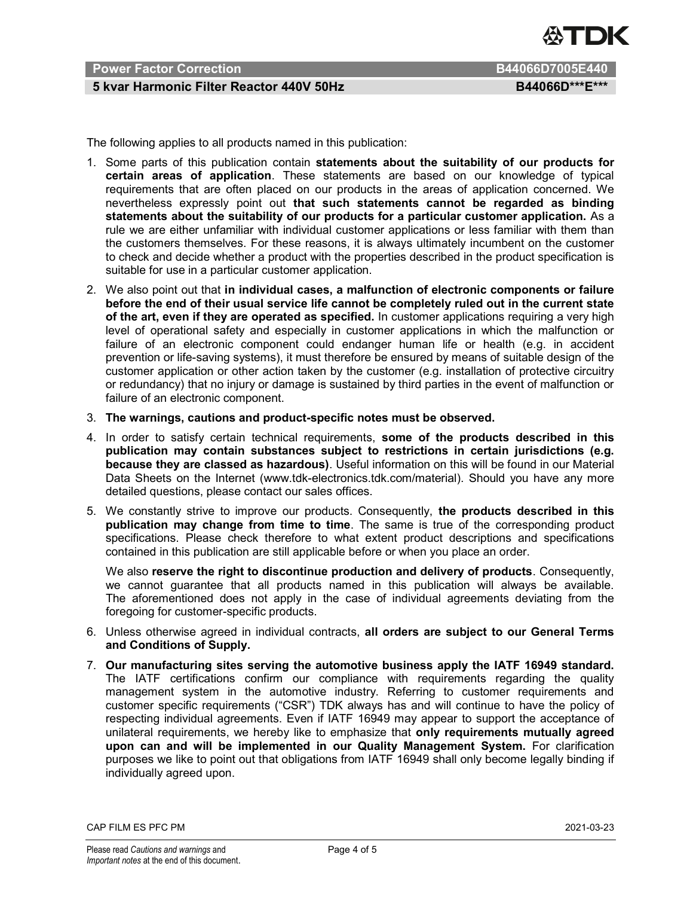The following applies to all products named in this publication:

1. Some parts of this publication contain **statements about the suitability of our products for certain areas of application**. These statements are based on our knowledge of typical requirements that are often placed on our products in the areas of application concerned. We nevertheless expressly point out **that such statements cannot be regarded as binding statements about the suitability of our products for a particular customer application.** As a rule we are either unfamiliar with individual customer applications or less familiar with them than the customers themselves. For these reasons, it is always ultimately incumbent on the customer to check and decide whether a product with the properties described in the product specification is suitable for use in a particular customer application.
2. We also point out that **in individual cases, a malfunction of electronic components or failure before the end of their usual service life cannot be completely ruled out in the current state of the art, even if they are operated as specified.** In customer applications requiring a very high level of operational safety and especially in customer applications in which the malfunction or failure of an electronic component could endanger human life or health (e.g. in accident prevention or life-saving systems), it must therefore be ensured by means of suitable design of the customer application or other action taken by the customer (e.g. installation of protective circuitry or redundancy) that no injury or damage is sustained by third parties in the event of malfunction or failure of an electronic component.
3. **The warnings, cautions and product-specific notes must be observed.**
4. In order to satisfy certain technical requirements, **some of the products described in this publication may contain substances subject to restrictions in certain jurisdictions (e.g. because they are classed as hazardous)**. Useful information on this will be found in our Material Data Sheets on the Internet (www.tdk-electronics.tdk.com/material). Should you have any more detailed questions, please contact our sales offices.
5. We constantly strive to improve our products. Consequently, **the products described in this publication may change from time to time**. The same is true of the corresponding product specifications. Please check therefore to what extent product descriptions and specifications contained in this publication are still applicable before or when you place an order.

   We also **reserve the right to discontinue production and delivery of products**. Consequently, we cannot guarantee that all products named in this publication will always be available. The aforementioned does not apply in the case of individual agreements deviating from the foregoing for customer-specific products.
6. Unless otherwise agreed in individual contracts, **all orders are subject to our General Terms and Conditions of Supply.**
7. **Our manufacturing sites serving the automotive business apply the IATF 16949 standard.** The IATF certifications confirm our compliance with requirements regarding the quality management system in the automotive industry. Referring to customer requirements and customer specific requirements ("CSR") TDK always has and will continue to have the policy of respecting individual agreements. Even if IATF 16949 may appear to support the acceptance of unilateral requirements, we hereby like to emphasize that **only requirements mutually agreed upon can and will be implemented in our Quality Management System.** For clarification purposes we like to point out that obligations from IATF 16949 shall only become legally binding if individually agreed upon.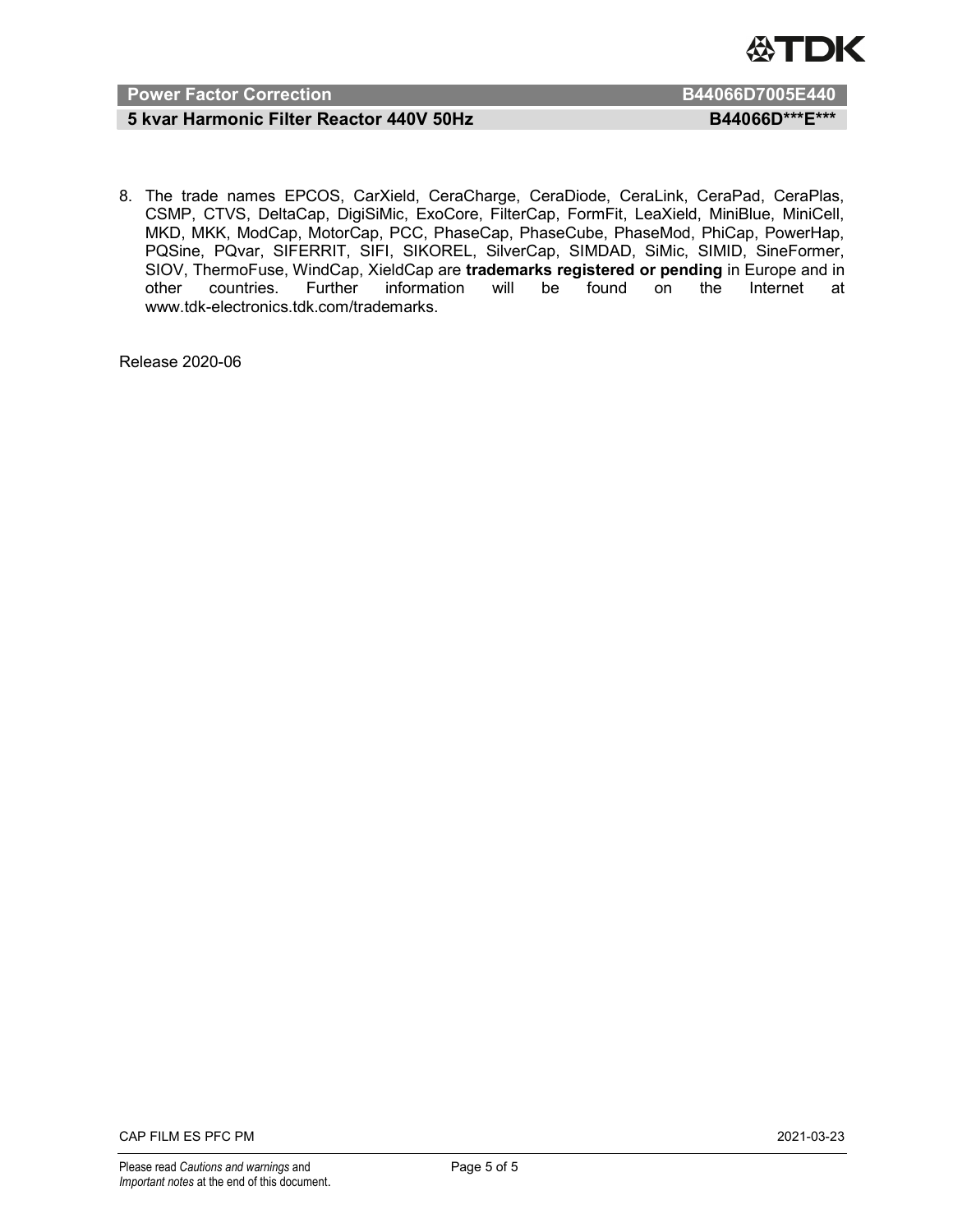8. The trade names EPCOS, CarXield, CeraCharge, CeraDiode, CeraLink, CeraPad, CeraPlas, CSMP, CTVS, DeltaCap, DigiSiMic, ExoCore, FilterCap, FormFit, LeaXield, MiniBlue, MiniCell, MKD, MKK, ModCap, MotorCap, PCC, PhaseCap, PhaseCube, PhaseMod, PhiCap, PowerHap, PQSine, PQvar, SIFERRIT, SIFI, SIKOREL, SilverCap, SIMDAD, SiMic, SIMID, SineFormer, SIOV, ThermoFuse, WindCap, XieldCap are **trademarks registered or pending** in Europe and in other countries. Further information will be found on the Internet at www.tdk-electronics.tdk.com/trademarks.

Release 2020-06